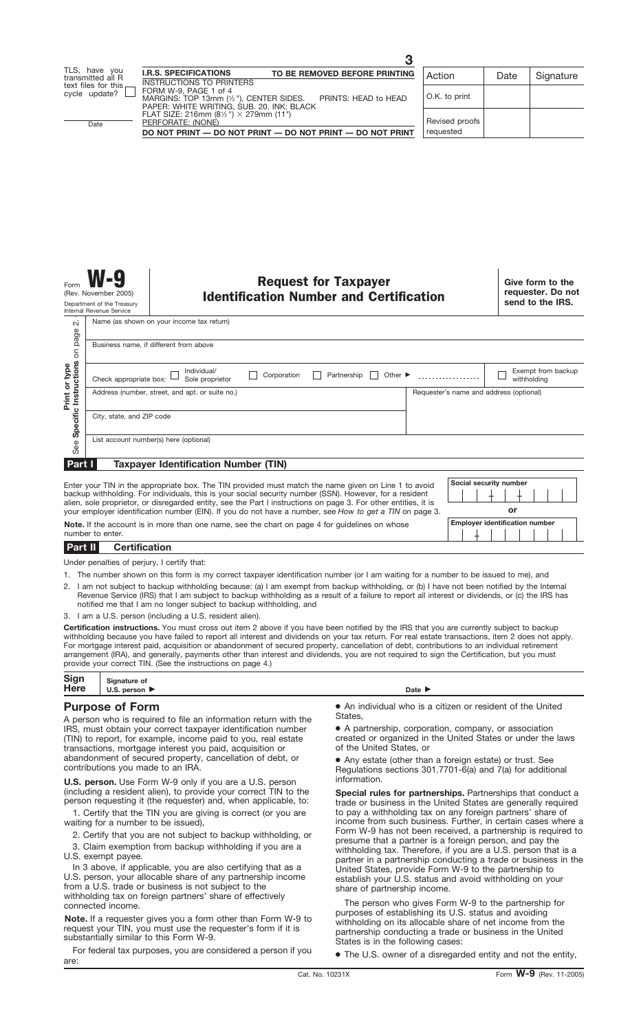TLS, have you transmitted all R text files for this cycle update? ☐

Date

**I.R.S. SPECIFICATIONS** **TO BE REMOVED BEFORE PRINTING**
INSTRUCTIONS TO PRINTERS
FORM W-9, PAGE 1 of 4
MARGINS: TOP 13mm (½"), CENTER SIDES. PRINTS: HEAD to HEAD
PAPER: WHITE WRITING, SUB. 20. INK: BLACK
FLAT SIZE: 216mm (8½") × 279mm (11")
PERFORATE: (NONE)
**DO NOT PRINT — DO NOT PRINT — DO NOT PRINT — DO NOT PRINT**

| Action | Date | Signature |
|---|---|---|
| O.K. to print | | |
| Revised proofs requested | | |

Form **W-9** (Rev. November 2005) Department of the Treasury Internal Revenue Service

# Request for Taxpayer Identification Number and Certification

**Give form to the requester. Do not send to the IRS.**

Print or type — See **Specific Instructions** on page 2.

Name (as shown on your income tax return)

Business name, if different from above

Check appropriate box: ☐ Individual/Sole proprietor ☐ Corporation ☐ Partnership ☐ Other ► .................. ☐ Exempt from backup withholding

Address (number, street, and apt. or suite no.) | Requester's name and address (optional)

City, state, and ZIP code

List account number(s) here (optional)

## Part I Taxpayer Identification Number (TIN)

Enter your TIN in the appropriate box. The TIN provided must match the name given on Line 1 to avoid backup withholding. For individuals, this is your social security number (SSN). However, for a resident alien, sole proprietor, or disregarded entity, see the Part I instructions on page 3. For other entities, it is your employer identification number (EIN). If you do not have a number, see *How to get a TIN* on page 3.

**Social security number**

**or**

**Employer identification number**

**Note.** If the account is in more than one name, see the chart on page 4 for guidelines on whose number to enter.

## Part II Certification

Under penalties of perjury, I certify that:

1. The number shown on this form is my correct taxpayer identification number (or I am waiting for a number to be issued to me), and
2. I am not subject to backup withholding because: (a) I am exempt from backup withholding, or (b) I have not been notified by the Internal Revenue Service (IRS) that I am subject to backup withholding as a result of a failure to report all interest or dividends, or (c) the IRS has notified me that I am no longer subject to backup withholding, and
3. I am a U.S. person (including a U.S. resident alien).

**Certification instructions.** You must cross out item 2 above if you have been notified by the IRS that you are currently subject to backup withholding because you have failed to report all interest and dividends on your tax return. For real estate transactions, item 2 does not apply. For mortgage interest paid, acquisition or abandonment of secured property, cancellation of debt, contributions to an individual retirement arrangement (IRA), and generally, payments other than interest and dividends, you are not required to sign the Certification, but you must provide your correct TIN. (See the instructions on page 4.)

**Sign Here** | **Signature of U.S. person ►** | **Date ►**

## Purpose of Form

A person who is required to file an information return with the IRS, must obtain your correct taxpayer identification number (TIN) to report, for example, income paid to you, real estate transactions, mortgage interest you paid, acquisition or abandonment of secured property, cancellation of debt, or contributions you made to an IRA.

**U.S. person.** Use Form W-9 only if you are a U.S. person (including a resident alien), to provide your correct TIN to the person requesting it (the requester) and, when applicable, to:

1. Certify that the TIN you are giving is correct (or you are waiting for a number to be issued),
2. Certify that you are not subject to backup withholding, or
3. Claim exemption from backup withholding if you are a U.S. exempt payee.

In 3 above, if applicable, you are also certifying that as a U.S. person, your allocable share of any partnership income from a U.S. trade or business is not subject to the withholding tax on foreign partners' share of effectively connected income.

**Note.** If a requester gives you a form other than Form W-9 to request your TIN, you must use the requester's form if it is substantially similar to this Form W-9.

For federal tax purposes, you are considered a person if you are:

- An individual who is a citizen or resident of the United States,
- A partnership, corporation, company, or association created or organized in the United States or under the laws of the United States, or
- Any estate (other than a foreign estate) or trust. See Regulations sections 301.7701-6(a) and 7(a) for additional information.

**Special rules for partnerships.** Partnerships that conduct a trade or business in the United States are generally required to pay a withholding tax on any foreign partners' share of income from such business. Further, in certain cases where a Form W-9 has not been received, a partnership is required to presume that a partner is a foreign person, and pay the withholding tax. Therefore, if you are a U.S. person that is a partner in a partnership conducting a trade or business in the United States, provide Form W-9 to the partnership to establish your U.S. status and avoid withholding on your share of partnership income.

The person who gives Form W-9 to the partnership for purposes of establishing its U.S. status and avoiding withholding on its allocable share of net income from the partnership conducting a trade or business in the United States is in the following cases:

- The U.S. owner of a disregarded entity and not the entity,

Cat. No. 10231X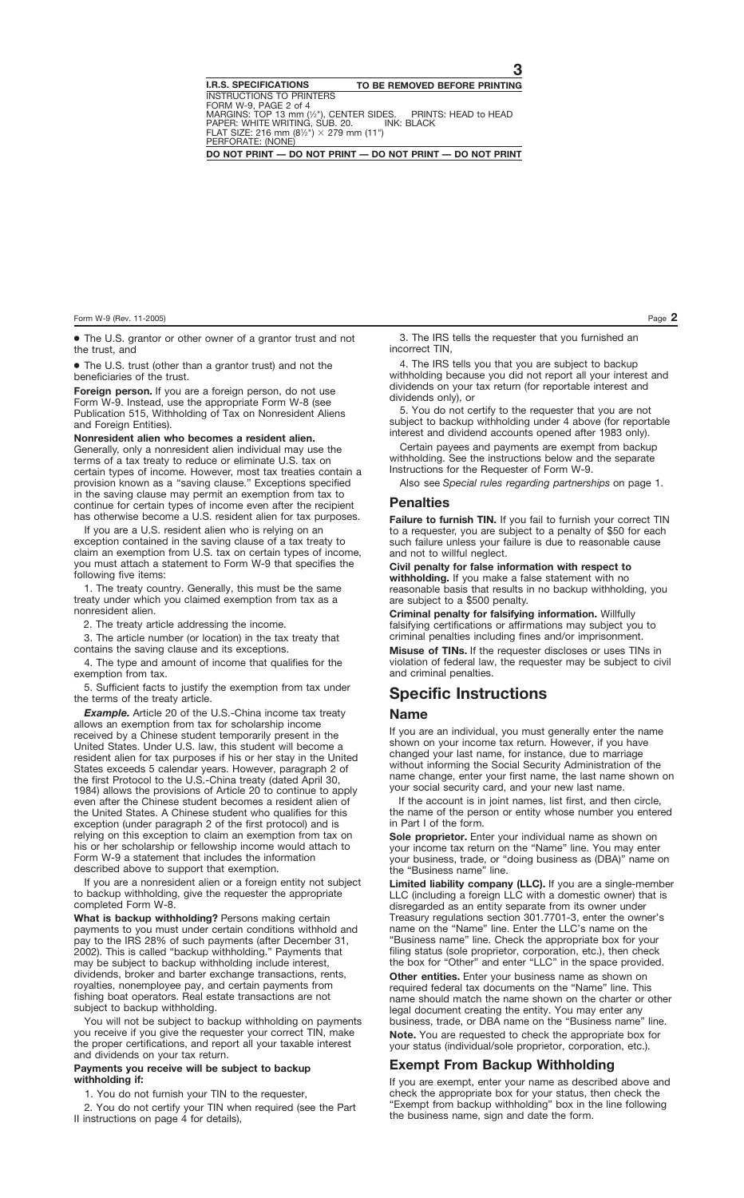- The U.S. grantor or other owner of a grantor trust and not the trust, and
- The U.S. trust (other than a grantor trust) and not the beneficiaries of the trust.

**Foreign person.** If you are a foreign person, do not use Form W-9. Instead, use the appropriate Form W-8 (see Publication 515, Withholding of Tax on Nonresident Aliens and Foreign Entities).

**Nonresident alien who becomes a resident alien.** Generally, only a nonresident alien individual may use the terms of a tax treaty to reduce or eliminate U.S. tax on certain types of income. However, most tax treaties contain a provision known as a "saving clause." Exceptions specified in the saving clause may permit an exemption from tax to continue for certain types of income even after the recipient has otherwise become a U.S. resident alien for tax purposes.

If you are a U.S. resident alien who is relying on an exception contained in the saving clause of a tax treaty to claim an exemption from U.S. tax on certain types of income, you must attach a statement to Form W-9 that specifies the following five items:

1. The treaty country. Generally, this must be the same treaty under which you claimed exemption from tax as a nonresident alien.
2. The treaty article addressing the income.
3. The article number (or location) in the tax treaty that contains the saving clause and its exceptions.
4. The type and amount of income that qualifies for the exemption from tax.
5. Sufficient facts to justify the exemption from tax under the terms of the treaty article.

***Example.*** Article 20 of the U.S.-China income tax treaty allows an exemption from tax for scholarship income received by a Chinese student temporarily present in the United States. Under U.S. law, this student will become a resident alien for tax purposes if his or her stay in the United States exceeds 5 calendar years. However, paragraph 2 of the first Protocol to the U.S.-China treaty (dated April 30, 1984) allows the provisions of Article 20 to continue to apply even after the Chinese student becomes a resident alien of the United States. A Chinese student who qualifies for this exception (under paragraph 2 of the first protocol) and is relying on this exception to claim an exemption from tax on his or her scholarship or fellowship income would attach to Form W-9 a statement that includes the information described above to support that exemption.

If you are a nonresident alien or a foreign entity not subject to backup withholding, give the requester the appropriate completed Form W-8.

**What is backup withholding?** Persons making certain payments to you must under certain conditions withhold and pay to the IRS 28% of such payments (after December 31, 2002). This is called "backup withholding." Payments that may be subject to backup withholding include interest, dividends, broker and barter exchange transactions, rents, royalties, nonemployee pay, and certain payments from fishing boat operators. Real estate transactions are not subject to backup withholding.

You will not be subject to backup withholding on payments you receive if you give the requester your correct TIN, make the proper certifications, and report all your taxable interest and dividends on your tax return.

**Payments you receive will be subject to backup withholding if:**

1. You do not furnish your TIN to the requester,
2. You do not certify your TIN when required (see the Part II instructions on page 4 for details),
3. The IRS tells the requester that you furnished an incorrect TIN,
4. The IRS tells you that you are subject to backup withholding because you did not report all your interest and dividends on your tax return (for reportable interest and dividends only), or
5. You do not certify to the requester that you are not subject to backup withholding under 4 above (for reportable interest and dividend accounts opened after 1983 only).

Certain payees and payments are exempt from backup withholding. See the instructions below and the separate Instructions for the Requester of Form W-9.

Also see *Special rules regarding partnerships* on page 1.

### Penalties

**Failure to furnish TIN.** If you fail to furnish your correct TIN to a requester, you are subject to a penalty of $50 for each such failure unless your failure is due to reasonable cause and not to willful neglect.

**Civil penalty for false information with respect to withholding.** If you make a false statement with no reasonable basis that results in no backup withholding, you are subject to a $500 penalty.

**Criminal penalty for falsifying information.** Willfully falsifying certifications or affirmations may subject you to criminal penalties including fines and/or imprisonment.

**Misuse of TINs.** If the requester discloses or uses TINs in violation of federal law, the requester may be subject to civil and criminal penalties.

## Specific Instructions

### Name

If you are an individual, you must generally enter the name shown on your income tax return. However, if you have changed your last name, for instance, due to marriage without informing the Social Security Administration of the name change, enter your first name, the last name shown on your social security card, and your new last name.

If the account is in joint names, list first, and then circle, the name of the person or entity whose number you entered in Part I of the form.

**Sole proprietor.** Enter your individual name as shown on your income tax return on the "Name" line. You may enter your business, trade, or "doing business as (DBA)" name on the "Business name" line.

**Limited liability company (LLC).** If you are a single-member LLC (including a foreign LLC with a domestic owner) that is disregarded as an entity separate from its owner under Treasury regulations section 301.7701-3, enter the owner's name on the "Name" line. Enter the LLC's name on the "Business name" line. Check the appropriate box for your filing status (sole proprietor, corporation, etc.), then check the box for "Other" and enter "LLC" in the space provided.

**Other entities.** Enter your business name as shown on required federal tax documents on the "Name" line. This name should match the name shown on the charter or other legal document creating the entity. You may enter any business, trade, or DBA name on the "Business name" line.

**Note.** You are requested to check the appropriate box for your status (individual/sole proprietor, corporation, etc.).

### Exempt From Backup Withholding

If you are exempt, enter your name as described above and check the appropriate box for your status, then check the "Exempt from backup withholding" box in the line following the business name, sign and date the form.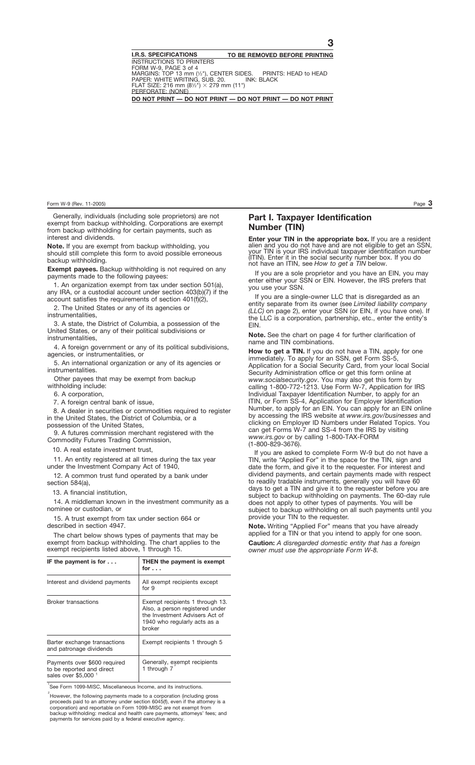Generally, individuals (including sole proprietors) are not exempt from backup withholding. Corporations are exempt from backup withholding for certain payments, such as interest and dividends.

**Note.** If you are exempt from backup withholding, you should still complete this form to avoid possible erroneous backup withholding.

**Exempt payees.** Backup withholding is not required on any payments made to the following payees:

1. An organization exempt from tax under section 501(a), any IRA, or a custodial account under section 403(b)(7) if the account satisfies the requirements of section 401(f)(2),

2. The United States or any of its agencies or instrumentalities,

3. A state, the District of Columbia, a possession of the United States, or any of their political subdivisions or instrumentalities,

4. A foreign government or any of its political subdivisions, agencies, or instrumentalities, or

5. An international organization or any of its agencies or instrumentalities.

Other payees that may be exempt from backup withholding include:

6. A corporation,

7. A foreign central bank of issue,

8. A dealer in securities or commodities required to register in the United States, the District of Columbia, or a possession of the United States,

9. A futures commission merchant registered with the Commodity Futures Trading Commission,

10. A real estate investment trust,

11. An entity registered at all times during the tax year under the Investment Company Act of 1940,

12. A common trust fund operated by a bank under section 584(a),

13. A financial institution,

14. A middleman known in the investment community as a nominee or custodian, or

15. A trust exempt from tax under section 664 or described in section 4947.

The chart below shows types of payments that may be exempt from backup withholding. The chart applies to the exempt recipients listed above, 1 through 15.

| IF the payment is for . . . | THEN the payment is exempt for . . . |
|---|---|
| Interest and dividend payments | All exempt recipients except for 9 |
| Broker transactions | Exempt recipients 1 through 13. Also, a person registered under the Investment Advisers Act of 1940 who regularly acts as a broker |
| Barter exchange transactions and patronage dividends | Exempt recipients 1 through 5 |
| Payments over $600 required to be reported and direct sales over $5,000 [1] | Generally, exempt recipients 1 through 7 [2] |

[1] See Form 1099-MISC, Miscellaneous Income, and its instructions.

[2] However, the following payments made to a corporation (including gross proceeds paid to an attorney under section 6045(f), even if the attorney is a corporation) and reportable on Form 1099-MISC are not exempt from backup withholding: medical and health care payments, attorneys' fees; and payments for services paid by a federal executive agency.

## Part I. Taxpayer Identification Number (TIN)

**Enter your TIN in the appropriate box.** If you are a resident alien and you do not have and are not eligible to get an SSN, your TIN is your IRS individual taxpayer identification number (ITIN). Enter it in the social security number box. If you do not have an ITIN, see *How to get a TIN* below.

If you are a sole proprietor and you have an EIN, you may enter either your SSN or EIN. However, the IRS prefers that you use your SSN.

If you are a single-owner LLC that is disregarded as an entity separate from its owner (see *Limited liability company (LLC)* on page 2), enter your SSN (or EIN, if you have one). If the LLC is a corporation, partnership, etc., enter the entity's EIN.

**Note.** See the chart on page 4 for further clarification of name and TIN combinations.

**How to get a TIN.** If you do not have a TIN, apply for one immediately. To apply for an SSN, get Form SS-5, Application for a Social Security Card, from your local Social Security Administration office or get this form online at *www.socialsecurity.gov*. You may also get this form by calling 1-800-772-1213. Use Form W-7, Application for IRS Individual Taxpayer Identification Number, to apply for an ITIN, or Form SS-4, Application for Employer Identification Number, to apply for an EIN. You can apply for an EIN online by accessing the IRS website at *www.irs.gov/businesses* and clicking on Employer ID Numbers under Related Topics. You can get Forms W-7 and SS-4 from the IRS by visiting *www.irs.gov* or by calling 1-800-TAX-FORM (1-800-829-3676).

If you are asked to complete Form W-9 but do not have a TIN, write "Applied For" in the space for the TIN, sign and date the form, and give it to the requester. For interest and dividend payments, and certain payments made with respect to readily tradable instruments, generally you will have 60 days to get a TIN and give it to the requester before you are subject to backup withholding on payments. The 60-day rule does not apply to other types of payments. You will be subject to backup withholding on all such payments until you provide your TIN to the requester.

**Note.** Writing "Applied For" means that you have already applied for a TIN or that you intend to apply for one soon.

**Caution:** *A disregarded domestic entity that has a foreign owner must use the appropriate Form W-8.*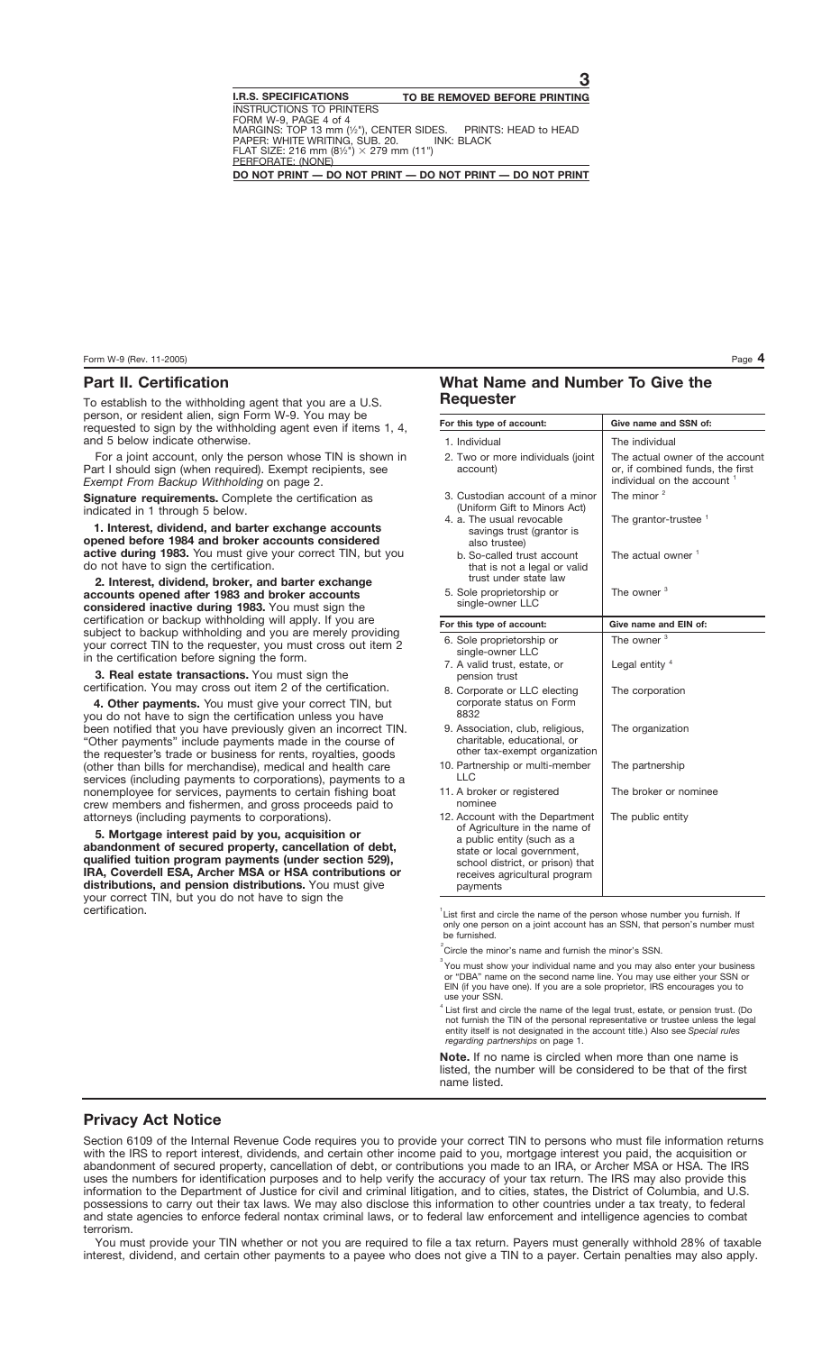**I.R.S. SPECIFICATIONS** **TO BE REMOVED BEFORE PRINTING**

INSTRUCTIONS TO PRINTERS
FORM W-9, PAGE 4 of 4
MARGINS: TOP 13 mm (½"), CENTER SIDES. PRINTS: HEAD to HEAD
PAPER: WHITE WRITING, SUB. 20. INK: BLACK
FLAT SIZE: 216 mm (8½") × 279 mm (11")
PERFORATE: (NONE)

**DO NOT PRINT — DO NOT PRINT — DO NOT PRINT — DO NOT PRINT**

Form W-9 (Rev. 11-2005)

## Part II. Certification

To establish to the withholding agent that you are a U.S. person, or resident alien, sign Form W-9. You may be requested to sign by the withholding agent even if items 1, 4, and 5 below indicate otherwise.

For a joint account, only the person whose TIN is shown in Part I should sign (when required). Exempt recipients, see *Exempt From Backup Withholding* on page 2.

**Signature requirements.** Complete the certification as indicated in 1 through 5 below.

**1. Interest, dividend, and barter exchange accounts opened before 1984 and broker accounts considered active during 1983.** You must give your correct TIN, but you do not have to sign the certification.

**2. Interest, dividend, broker, and barter exchange accounts opened after 1983 and broker accounts considered inactive during 1983.** You must sign the certification or backup withholding will apply. If you are subject to backup withholding and you are merely providing your correct TIN to the requester, you must cross out item 2 in the certification before signing the form.

**3. Real estate transactions.** You must sign the certification. You may cross out item 2 of the certification.

**4. Other payments.** You must give your correct TIN, but you do not have to sign the certification unless you have been notified that you have previously given an incorrect TIN. "Other payments" include payments made in the course of the requester's trade or business for rents, royalties, goods (other than bills for merchandise), medical and health care services (including payments to corporations), payments to a nonemployee for services, payments to certain fishing boat crew members and fishermen, and gross proceeds paid to attorneys (including payments to corporations).

**5. Mortgage interest paid by you, acquisition or abandonment of secured property, cancellation of debt, qualified tuition program payments (under section 529), IRA, Coverdell ESA, Archer MSA or HSA contributions or distributions, and pension distributions.** You must give your correct TIN, but you do not have to sign the certification.

## What Name and Number To Give the Requester

| For this type of account: | Give name and SSN of: |
|---|---|
| 1. Individual | The individual |
| 2. Two or more individuals (joint account) | The actual owner of the account or, if combined funds, the first individual on the account [1] |
| 3. Custodian account of a minor (Uniform Gift to Minors Act) | The minor [2] |
| 4. a. The usual revocable savings trust (grantor is also trustee) | The grantor-trustee [1] |
| b. So-called trust account that is not a legal or valid trust under state law | The actual owner [1] |
| 5. Sole proprietorship or single-owner LLC | The owner [3] |
| **For this type of account:** | **Give name and EIN of:** |
| 6. Sole proprietorship or single-owner LLC | The owner [3] |
| 7. A valid trust, estate, or pension trust | Legal entity [4] |
| 8. Corporate or LLC electing corporate status on Form 8832 | The corporation |
| 9. Association, club, religious, charitable, educational, or other tax-exempt organization | The organization |
| 10. Partnership or multi-member LLC | The partnership |
| 11. A broker or registered nominee | The broker or nominee |
| 12. Account with the Department of Agriculture in the name of a public entity (such as a state or local government, school district, or prison) that receives agricultural program payments | The public entity |

[1] List first and circle the name of the person whose number you furnish. If only one person on a joint account has an SSN, that person's number must be furnished.

[2] Circle the minor's name and furnish the minor's SSN.

[3] You must show your individual name and you may also enter your business or "DBA" name on the second name line. You may use either your SSN or EIN (if you have one). If you are a sole proprietor, IRS encourages you to use your SSN.

[4] List first and circle the name of the legal trust, estate, or pension trust. (Do not furnish the TIN of the personal representative or trustee unless the legal entity itself is not designated in the account title.) Also see *Special rules regarding partnerships* on page 1.

**Note.** If no name is circled when more than one name is listed, the number will be considered to be that of the first name listed.

## Privacy Act Notice

Section 6109 of the Internal Revenue Code requires you to provide your correct TIN to persons who must file information returns with the IRS to report interest, dividends, and certain other income paid to you, mortgage interest you paid, the acquisition or abandonment of secured property, cancellation of debt, or contributions you made to an IRA, or Archer MSA or HSA. The IRS uses the numbers for identification purposes and to help verify the accuracy of your tax return. The IRS may also provide this information to the Department of Justice for civil and criminal litigation, and to cities, states, the District of Columbia, and U.S. possessions to carry out their tax laws. We may also disclose this information to other countries under a tax treaty, to federal and state agencies to enforce federal nontax criminal laws, or to federal law enforcement and intelligence agencies to combat terrorism.

You must provide your TIN whether or not you are required to file a tax return. Payers must generally withhold 28% of taxable interest, dividend, and certain other payments to a payee who does not give a TIN to a payer. Certain penalties may also apply.